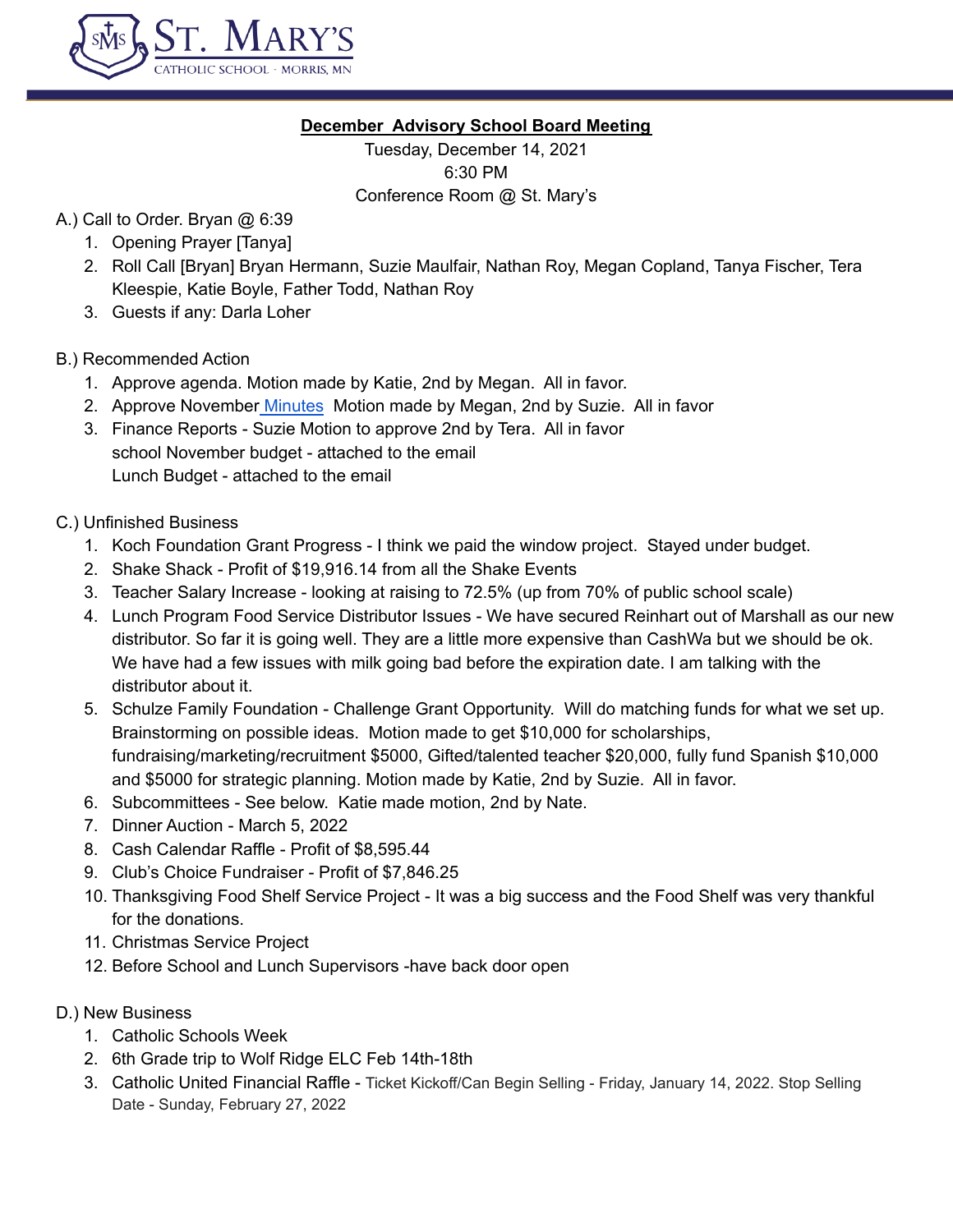ST. MARY'S
CATHOLIC SCHOOL · MORRIS, MN

## December Advisory School Board Meeting

Tuesday, December 14, 2021
6:30 PM
Conference Room @ St. Mary's

A.) Call to Order. Bryan @ 6:39

1. Opening Prayer [Tanya]
2. Roll Call [Bryan] Bryan Hermann, Suzie Maulfair, Nathan Roy, Megan Copland, Tanya Fischer, Tera Kleespie, Katie Boyle, Father Todd, Nathan Roy
3. Guests if any: Darla Loher

B.) Recommended Action

1. Approve agenda. Motion made by Katie, 2nd by Megan. All in favor.
2. Approve November Minutes Motion made by Megan, 2nd by Suzie. All in favor
3. Finance Reports - Suzie Motion to approve 2nd by Tera. All in favor
   school November budget - attached to the email
   Lunch Budget - attached to the email

C.) Unfinished Business

1. Koch Foundation Grant Progress - I think we paid the window project. Stayed under budget.
2. Shake Shack - Profit of $19,916.14 from all the Shake Events
3. Teacher Salary Increase - looking at raising to 72.5% (up from 70% of public school scale)
4. Lunch Program Food Service Distributor Issues - We have secured Reinhart out of Marshall as our new distributor. So far it is going well. They are a little more expensive than CashWa but we should be ok. We have had a few issues with milk going bad before the expiration date. I am talking with the distributor about it.
5. Schulze Family Foundation - Challenge Grant Opportunity. Will do matching funds for what we set up. Brainstorming on possible ideas. Motion made to get $10,000 for scholarships, fundraising/marketing/recruitment $5000, Gifted/talented teacher $20,000, fully fund Spanish $10,000 and $5000 for strategic planning. Motion made by Katie, 2nd by Suzie. All in favor.
6. Subcommittees - See below. Katie made motion, 2nd by Nate.
7. Dinner Auction - March 5, 2022
8. Cash Calendar Raffle - Profit of $8,595.44
9. Club's Choice Fundraiser - Profit of $7,846.25
10. Thanksgiving Food Shelf Service Project - It was a big success and the Food Shelf was very thankful for the donations.
11. Christmas Service Project
12. Before School and Lunch Supervisors -have back door open

D.) New Business

1. Catholic Schools Week
2. 6th Grade trip to Wolf Ridge ELC Feb 14th-18th
3. Catholic United Financial Raffle - Ticket Kickoff/Can Begin Selling - Friday, January 14, 2022. Stop Selling Date - Sunday, February 27, 2022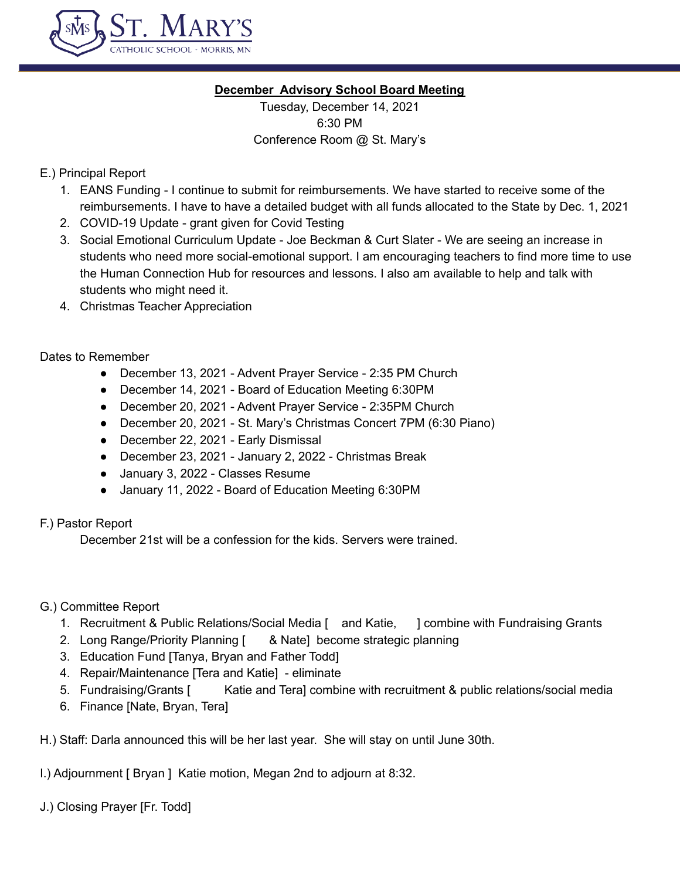**December Advisory School Board Meeting**

Tuesday, December 14, 2021
6:30 PM
Conference Room @ St. Mary's

E.) Principal Report

1. EANS Funding - I continue to submit for reimbursements. We have started to receive some of the reimbursements. I have to have a detailed budget with all funds allocated to the State by Dec. 1, 2021
2. COVID-19 Update - grant given for Covid Testing
3. Social Emotional Curriculum Update - Joe Beckman & Curt Slater - We are seeing an increase in students who need more social-emotional support. I am encouraging teachers to find more time to use the Human Connection Hub for resources and lessons. I also am available to help and talk with students who might need it.
4. Christmas Teacher Appreciation

Dates to Remember

- December 13, 2021 - Advent Prayer Service - 2:35 PM Church
- December 14, 2021 - Board of Education Meeting 6:30PM
- December 20, 2021 - Advent Prayer Service - 2:35PM Church
- December 20, 2021 - St. Mary's Christmas Concert 7PM (6:30 Piano)
- December 22, 2021 - Early Dismissal
- December 23, 2021 - January 2, 2022 - Christmas Break
- January 3, 2022 - Classes Resume
- January 11, 2022 - Board of Education Meeting 6:30PM

F.) Pastor Report

December 21st will be a confession for the kids. Servers were trained.

G.) Committee Report

1. Recruitment & Public Relations/Social Media [ and Katie, ] combine with Fundraising Grants
2. Long Range/Priority Planning [ & Nate] become strategic planning
3. Education Fund [Tanya, Bryan and Father Todd]
4. Repair/Maintenance [Tera and Katie] - eliminate
5. Fundraising/Grants [ Katie and Tera] combine with recruitment & public relations/social media
6. Finance [Nate, Bryan, Tera]

H.) Staff: Darla announced this will be her last year. She will stay on until June 30th.

I.) Adjournment [ Bryan ] Katie motion, Megan 2nd to adjourn at 8:32.

J.) Closing Prayer [Fr. Todd]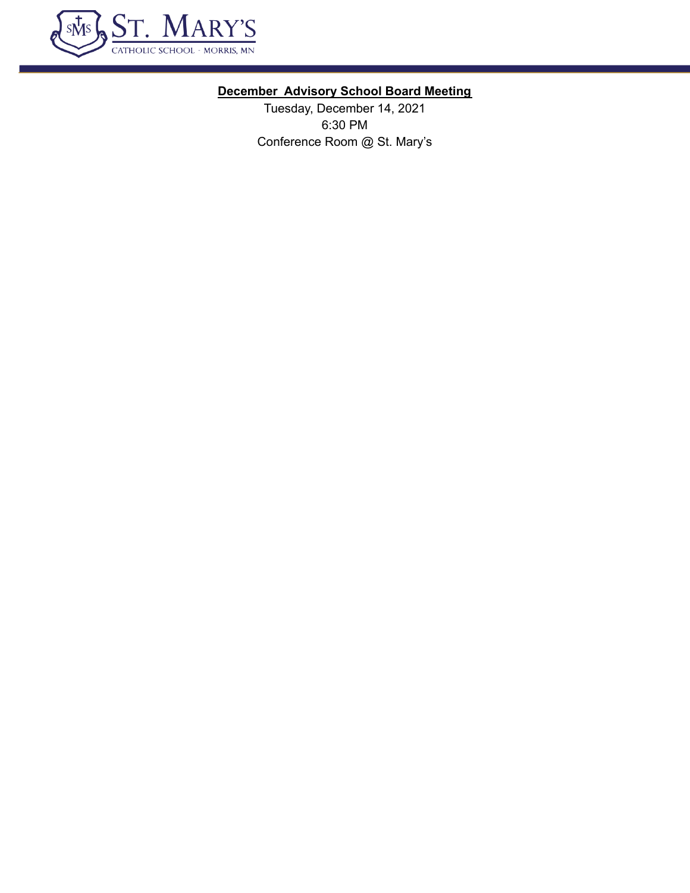ST. MARY'S
CATHOLIC SCHOOL - MORRIS, MN

**December Advisory School Board Meeting**

Tuesday, December 14, 2021

6:30 PM

Conference Room @ St. Mary's